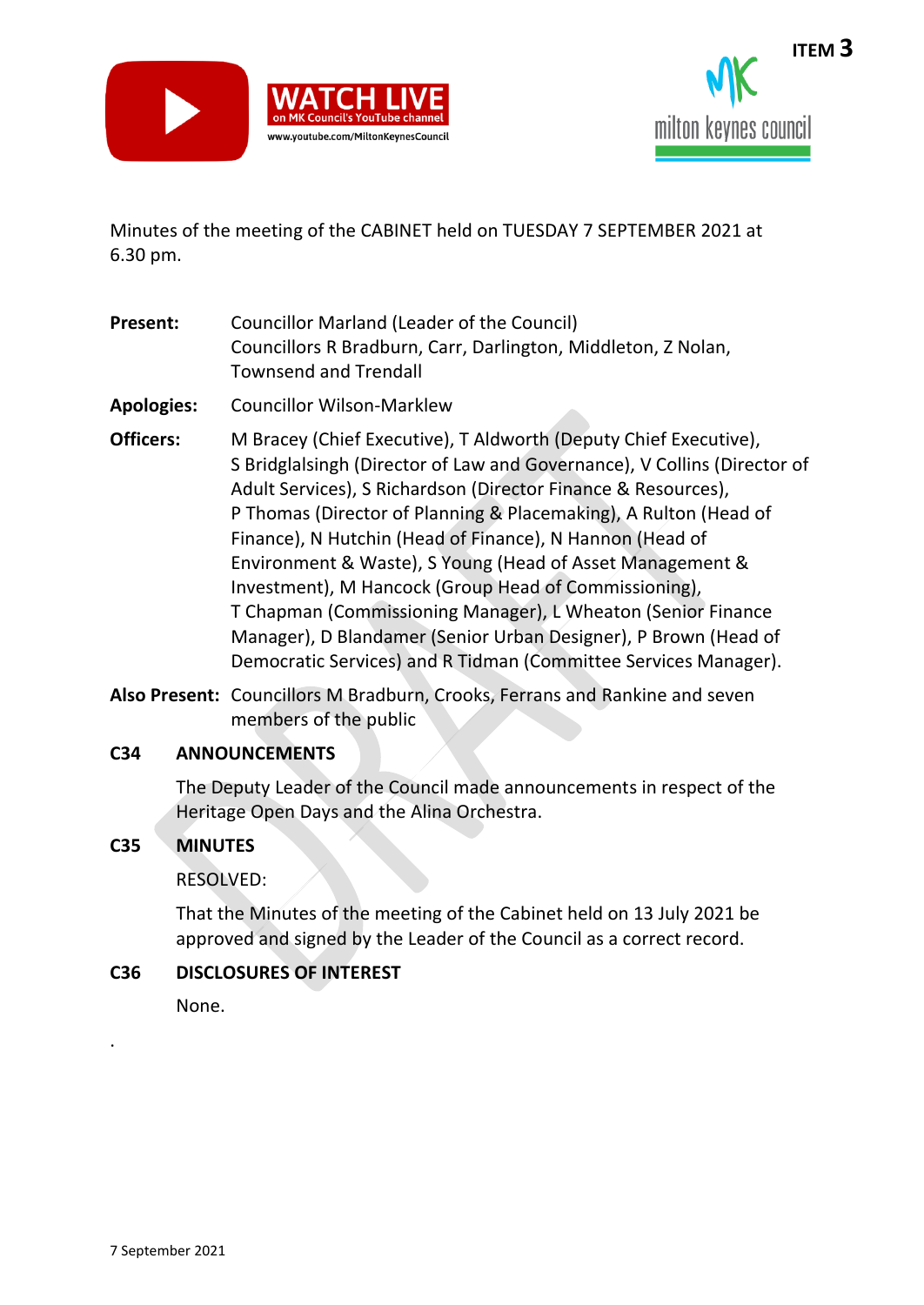ITEM 3

Minutes of the meeting of the CABINET held on TUESDAY 7 SEPTEMBER 2021 at 6.30 pm.

**Present:** Councillor Marland (Leader of the Council)
Councillors R Bradburn, Carr, Darlington, Middleton, Z Nolan, Townsend and Trendall

**Apologies:** Councillor Wilson-Marklew

**Officers:** M Bracey (Chief Executive), T Aldworth (Deputy Chief Executive), S Bridglalsingh (Director of Law and Governance), V Collins (Director of Adult Services), S Richardson (Director Finance & Resources), P Thomas (Director of Planning & Placemaking), A Rulton (Head of Finance), N Hutchin (Head of Finance), N Hannon (Head of Environment & Waste), S Young (Head of Asset Management & Investment), M Hancock (Group Head of Commissioning), T Chapman (Commissioning Manager), L Wheaton (Senior Finance Manager), D Blandamer (Senior Urban Designer), P Brown (Head of Democratic Services) and R Tidman (Committee Services Manager).

**Also Present:** Councillors M Bradburn, Crooks, Ferrans and Rankine and seven members of the public

## C34 ANNOUNCEMENTS

The Deputy Leader of the Council made announcements in respect of the Heritage Open Days and the Alina Orchestra.

## C35 MINUTES

RESOLVED:

That the Minutes of the meeting of the Cabinet held on 13 July 2021 be approved and signed by the Leader of the Council as a correct record.

## C36 DISCLOSURES OF INTEREST

None.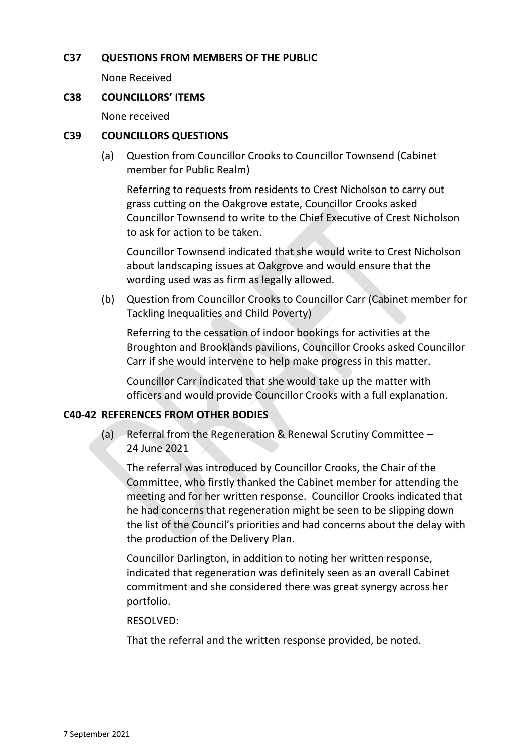## C37 QUESTIONS FROM MEMBERS OF THE PUBLIC

None Received

## C38 COUNCILLORS' ITEMS

None received

## C39 COUNCILLORS QUESTIONS

(a) Question from Councillor Crooks to Councillor Townsend (Cabinet member for Public Realm)

Referring to requests from residents to Crest Nicholson to carry out grass cutting on the Oakgrove estate, Councillor Crooks asked Councillor Townsend to write to the Chief Executive of Crest Nicholson to ask for action to be taken.

Councillor Townsend indicated that she would write to Crest Nicholson about landscaping issues at Oakgrove and would ensure that the wording used was as firm as legally allowed.

(b) Question from Councillor Crooks to Councillor Carr (Cabinet member for Tackling Inequalities and Child Poverty)

Referring to the cessation of indoor bookings for activities at the Broughton and Brooklands pavilions, Councillor Crooks asked Councillor Carr if she would intervene to help make progress in this matter.

Councillor Carr indicated that she would take up the matter with officers and would provide Councillor Crooks with a full explanation.

## C40-42 REFERENCES FROM OTHER BODIES

(a) Referral from the Regeneration & Renewal Scrutiny Committee – 24 June 2021

The referral was introduced by Councillor Crooks, the Chair of the Committee, who firstly thanked the Cabinet member for attending the meeting and for her written response. Councillor Crooks indicated that he had concerns that regeneration might be seen to be slipping down the list of the Council's priorities and had concerns about the delay with the production of the Delivery Plan.

Councillor Darlington, in addition to noting her written response, indicated that regeneration was definitely seen as an overall Cabinet commitment and she considered there was great synergy across her portfolio.

RESOLVED:

That the referral and the written response provided, be noted.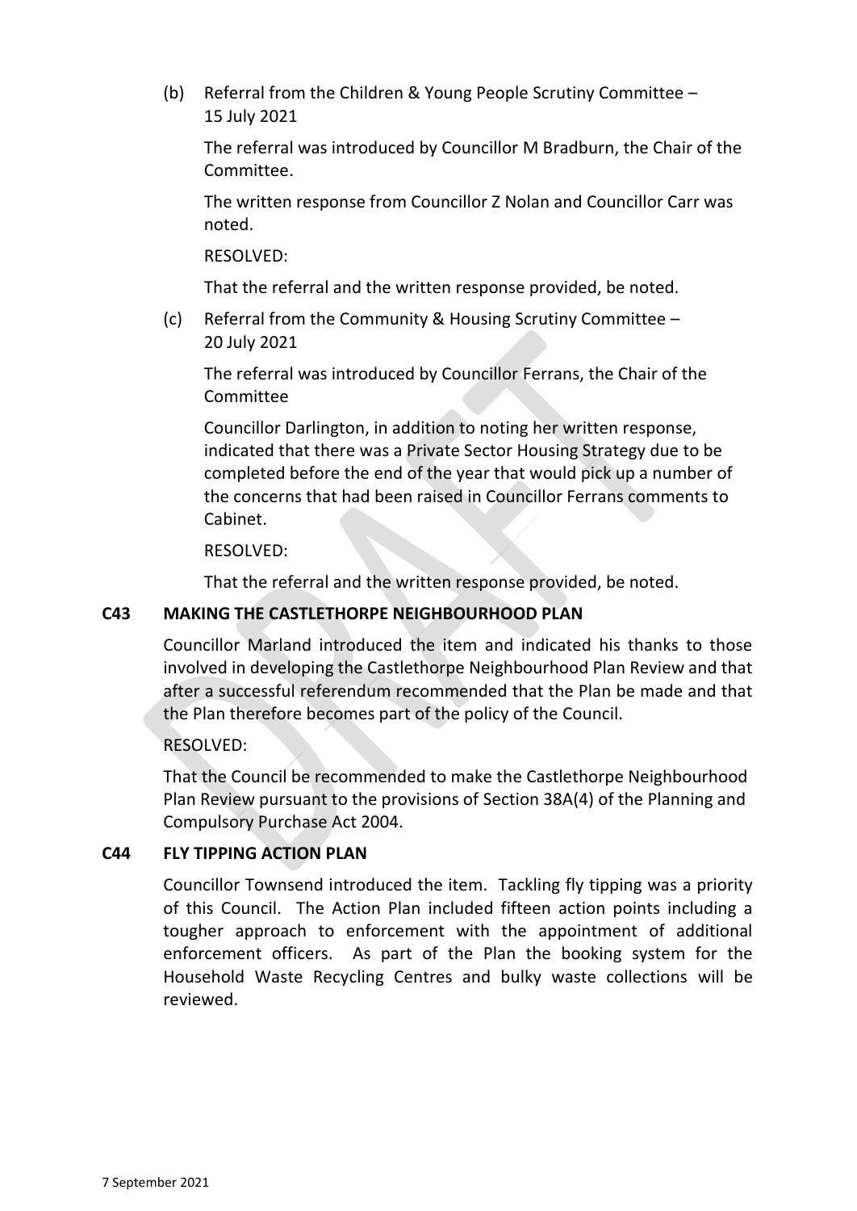(b) Referral from the Children & Young People Scrutiny Committee – 15 July 2021

The referral was introduced by Councillor M Bradburn, the Chair of the Committee.

The written response from Councillor Z Nolan and Councillor Carr was noted.

RESOLVED:

That the referral and the written response provided, be noted.

(c) Referral from the Community & Housing Scrutiny Committee – 20 July 2021

The referral was introduced by Councillor Ferrans, the Chair of the Committee

Councillor Darlington, in addition to noting her written response, indicated that there was a Private Sector Housing Strategy due to be completed before the end of the year that would pick up a number of the concerns that had been raised in Councillor Ferrans comments to Cabinet.

RESOLVED:

That the referral and the written response provided, be noted.

## C43 MAKING THE CASTLETHORPE NEIGHBOURHOOD PLAN

Councillor Marland introduced the item and indicated his thanks to those involved in developing the Castlethorpe Neighbourhood Plan Review and that after a successful referendum recommended that the Plan be made and that the Plan therefore becomes part of the policy of the Council.

RESOLVED:

That the Council be recommended to make the Castlethorpe Neighbourhood Plan Review pursuant to the provisions of Section 38A(4) of the Planning and Compulsory Purchase Act 2004.

## C44 FLY TIPPING ACTION PLAN

Councillor Townsend introduced the item. Tackling fly tipping was a priority of this Council. The Action Plan included fifteen action points including a tougher approach to enforcement with the appointment of additional enforcement officers. As part of the Plan the booking system for the Household Waste Recycling Centres and bulky waste collections will be reviewed.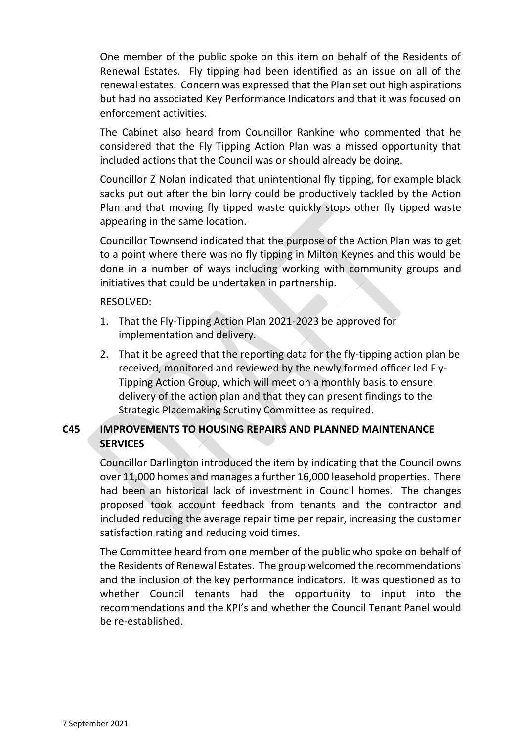One member of the public spoke on this item on behalf of the Residents of Renewal Estates. Fly tipping had been identified as an issue on all of the renewal estates. Concern was expressed that the Plan set out high aspirations but had no associated Key Performance Indicators and that it was focused on enforcement activities.

The Cabinet also heard from Councillor Rankine who commented that he considered that the Fly Tipping Action Plan was a missed opportunity that included actions that the Council was or should already be doing.

Councillor Z Nolan indicated that unintentional fly tipping, for example black sacks put out after the bin lorry could be productively tackled by the Action Plan and that moving fly tipped waste quickly stops other fly tipped waste appearing in the same location.

Councillor Townsend indicated that the purpose of the Action Plan was to get to a point where there was no fly tipping in Milton Keynes and this would be done in a number of ways including working with community groups and initiatives that could be undertaken in partnership.

RESOLVED:

1. That the Fly-Tipping Action Plan 2021-2023 be approved for implementation and delivery.
2. That it be agreed that the reporting data for the fly-tipping action plan be received, monitored and reviewed by the newly formed officer led Fly-Tipping Action Group, which will meet on a monthly basis to ensure delivery of the action plan and that they can present findings to the Strategic Placemaking Scrutiny Committee as required.

## C45 IMPROVEMENTS TO HOUSING REPAIRS AND PLANNED MAINTENANCE SERVICES

Councillor Darlington introduced the item by indicating that the Council owns over 11,000 homes and manages a further 16,000 leasehold properties. There had been an historical lack of investment in Council homes. The changes proposed took account feedback from tenants and the contractor and included reducing the average repair time per repair, increasing the customer satisfaction rating and reducing void times.

The Committee heard from one member of the public who spoke on behalf of the Residents of Renewal Estates. The group welcomed the recommendations and the inclusion of the key performance indicators. It was questioned as to whether Council tenants had the opportunity to input into the recommendations and the KPI's and whether the Council Tenant Panel would be re-established.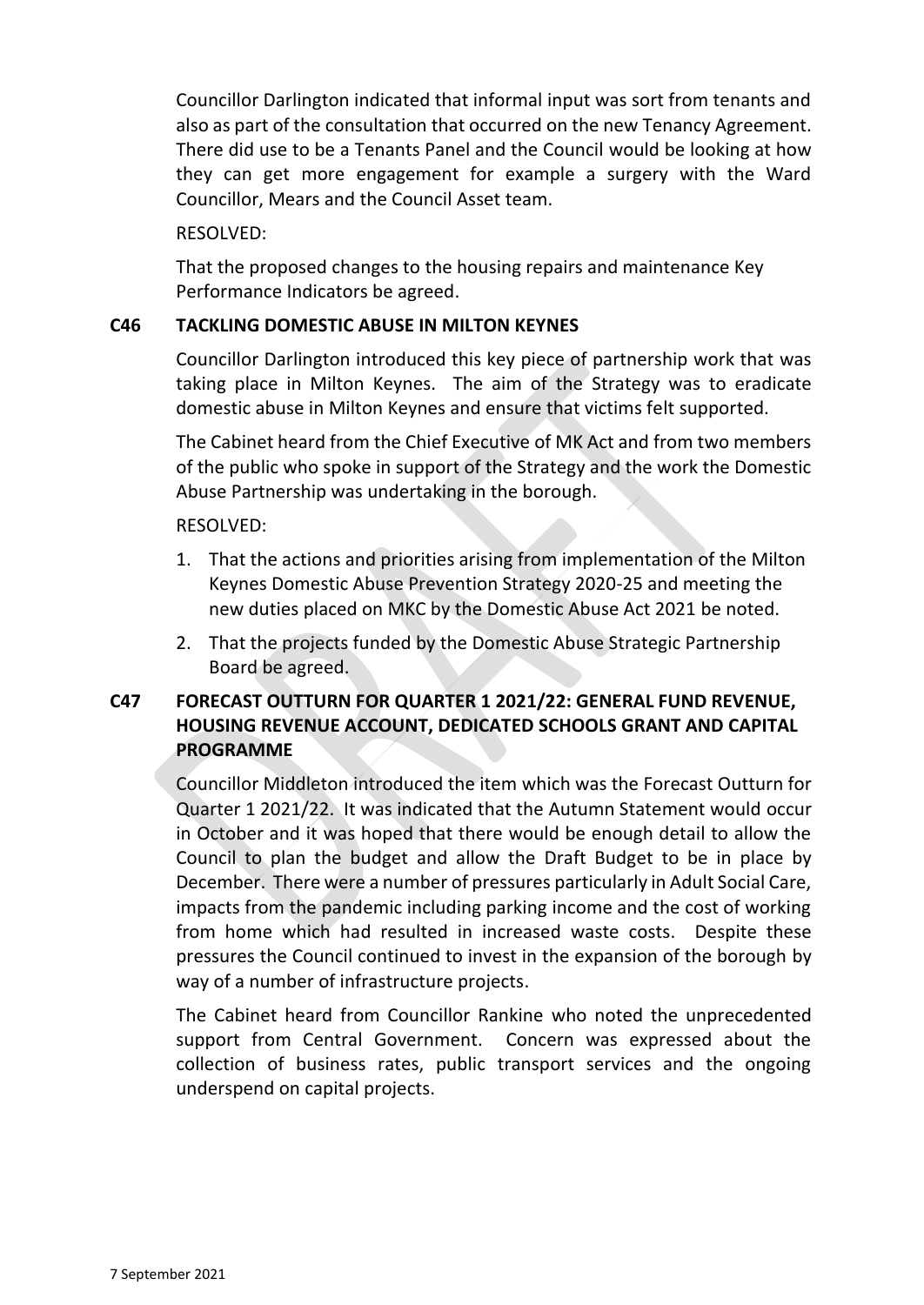Councillor Darlington indicated that informal input was sort from tenants and also as part of the consultation that occurred on the new Tenancy Agreement. There did use to be a Tenants Panel and the Council would be looking at how they can get more engagement for example a surgery with the Ward Councillor, Mears and the Council Asset team.

RESOLVED:

That the proposed changes to the housing repairs and maintenance Key Performance Indicators be agreed.

### C46 TACKLING DOMESTIC ABUSE IN MILTON KEYNES

Councillor Darlington introduced this key piece of partnership work that was taking place in Milton Keynes. The aim of the Strategy was to eradicate domestic abuse in Milton Keynes and ensure that victims felt supported.

The Cabinet heard from the Chief Executive of MK Act and from two members of the public who spoke in support of the Strategy and the work the Domestic Abuse Partnership was undertaking in the borough.

RESOLVED:

1. That the actions and priorities arising from implementation of the Milton Keynes Domestic Abuse Prevention Strategy 2020-25 and meeting the new duties placed on MKC by the Domestic Abuse Act 2021 be noted.
2. That the projects funded by the Domestic Abuse Strategic Partnership Board be agreed.

### C47 FORECAST OUTTURN FOR QUARTER 1 2021/22: GENERAL FUND REVENUE, HOUSING REVENUE ACCOUNT, DEDICATED SCHOOLS GRANT AND CAPITAL PROGRAMME

Councillor Middleton introduced the item which was the Forecast Outturn for Quarter 1 2021/22. It was indicated that the Autumn Statement would occur in October and it was hoped that there would be enough detail to allow the Council to plan the budget and allow the Draft Budget to be in place by December. There were a number of pressures particularly in Adult Social Care, impacts from the pandemic including parking income and the cost of working from home which had resulted in increased waste costs. Despite these pressures the Council continued to invest in the expansion of the borough by way of a number of infrastructure projects.

The Cabinet heard from Councillor Rankine who noted the unprecedented support from Central Government. Concern was expressed about the collection of business rates, public transport services and the ongoing underspend on capital projects.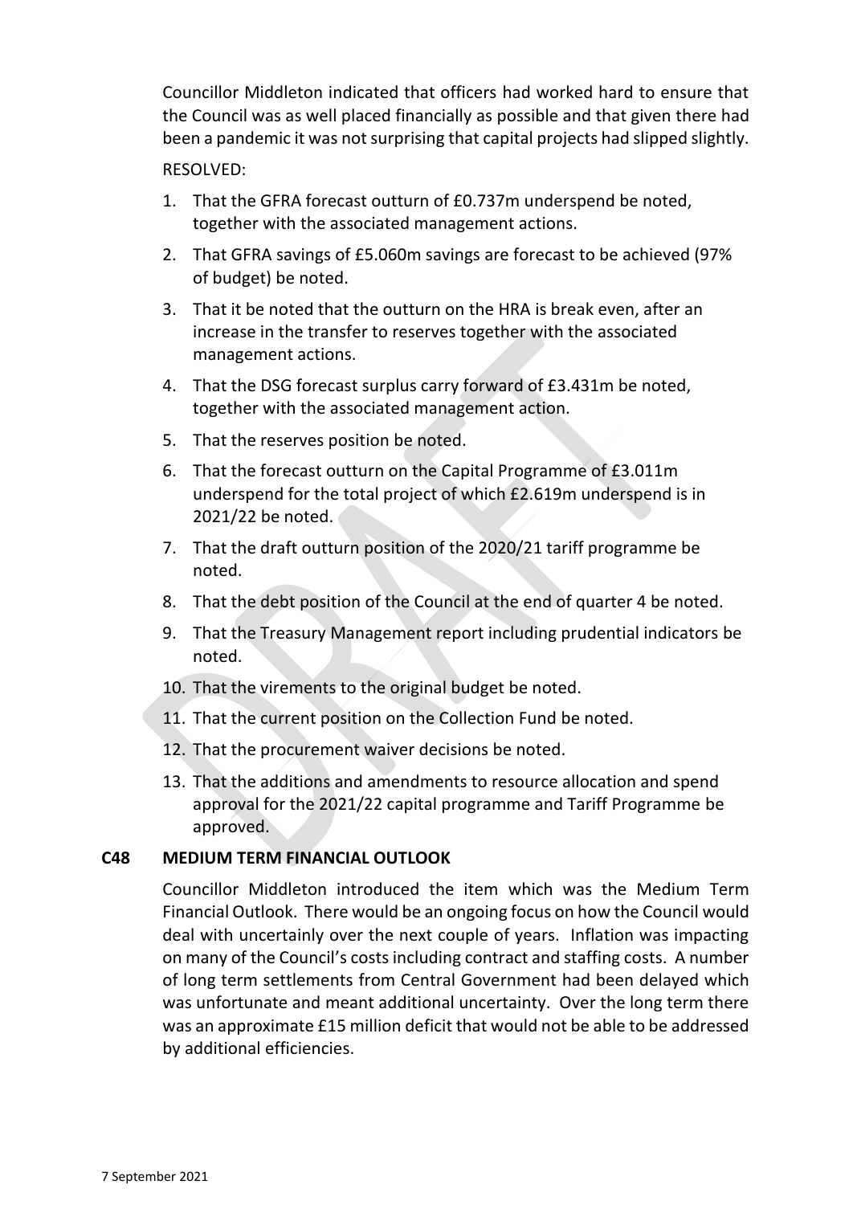Councillor Middleton indicated that officers had worked hard to ensure that the Council was as well placed financially as possible and that given there had been a pandemic it was not surprising that capital projects had slipped slightly.

RESOLVED:

1. That the GFRA forecast outturn of £0.737m underspend be noted, together with the associated management actions.
2. That GFRA savings of £5.060m savings are forecast to be achieved (97% of budget) be noted.
3. That it be noted that the outturn on the HRA is break even, after an increase in the transfer to reserves together with the associated management actions.
4. That the DSG forecast surplus carry forward of £3.431m be noted, together with the associated management action.
5. That the reserves position be noted.
6. That the forecast outturn on the Capital Programme of £3.011m underspend for the total project of which £2.619m underspend is in 2021/22 be noted.
7. That the draft outturn position of the 2020/21 tariff programme be noted.
8. That the debt position of the Council at the end of quarter 4 be noted.
9. That the Treasury Management report including prudential indicators be noted.
10. That the virements to the original budget be noted.
11. That the current position on the Collection Fund be noted.
12. That the procurement waiver decisions be noted.
13. That the additions and amendments to resource allocation and spend approval for the 2021/22 capital programme and Tariff Programme be approved.

**C48 MEDIUM TERM FINANCIAL OUTLOOK**

Councillor Middleton introduced the item which was the Medium Term Financial Outlook. There would be an ongoing focus on how the Council would deal with uncertainly over the next couple of years. Inflation was impacting on many of the Council's costs including contract and staffing costs. A number of long term settlements from Central Government had been delayed which was unfortunate and meant additional uncertainty. Over the long term there was an approximate £15 million deficit that would not be able to be addressed by additional efficiencies.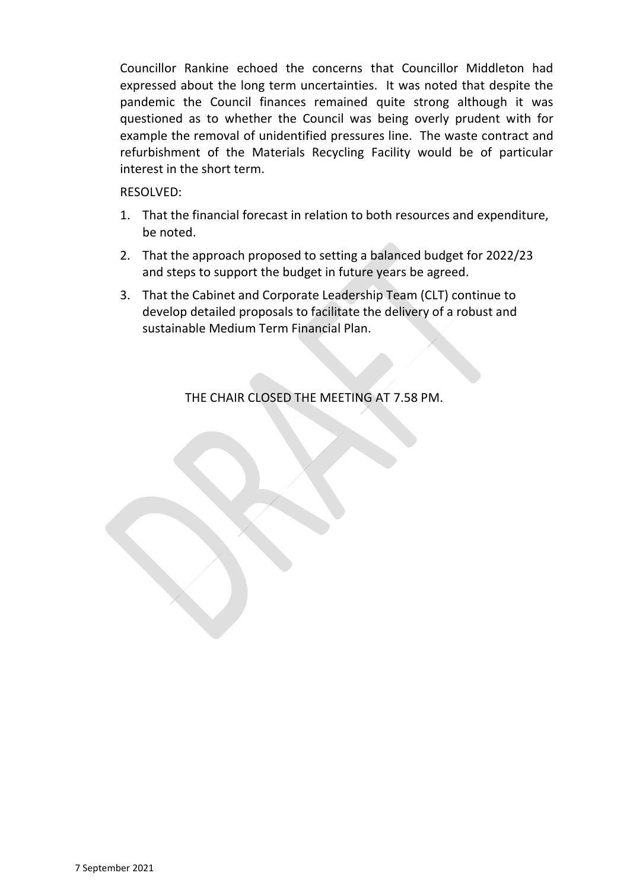Councillor Rankine echoed the concerns that Councillor Middleton had expressed about the long term uncertainties. It was noted that despite the pandemic the Council finances remained quite strong although it was questioned as to whether the Council was being overly prudent with for example the removal of unidentified pressures line. The waste contract and refurbishment of the Materials Recycling Facility would be of particular interest in the short term.

RESOLVED:

1. That the financial forecast in relation to both resources and expenditure, be noted.
2. That the approach proposed to setting a balanced budget for 2022/23 and steps to support the budget in future years be agreed.
3. That the Cabinet and Corporate Leadership Team (CLT) continue to develop detailed proposals to facilitate the delivery of a robust and sustainable Medium Term Financial Plan.

THE CHAIR CLOSED THE MEETING AT 7.58 PM.